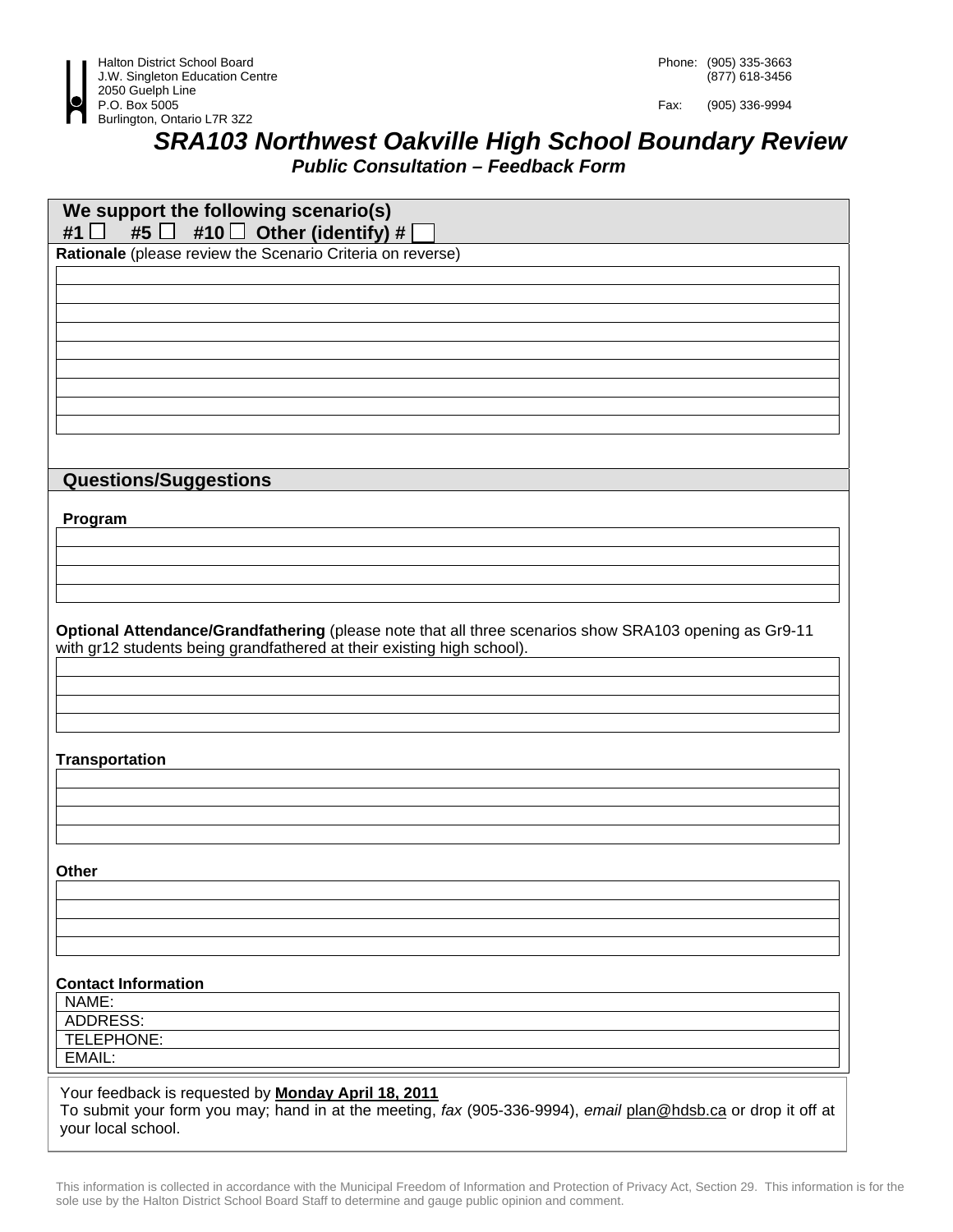Halton District School Board
J.W. Singleton Education Centre
2050 Guelph Line
P.O. Box 5005
Burlington, Ontario L7R 3Z2

Phone: (905) 335-3663
(877) 618-3456

Fax: (905) 336-9994

# *SRA103 Northwest Oakville High School Boundary Review*

### *Public Consultation – Feedback Form*

## We support the following scenario(s)

**#1** ☐ **#5** ☐ **#10** ☐ **Other (identify) #** ☐

**Rationale** (please review the Scenario Criteria on reverse)

## Questions/Suggestions

**Program**

**Optional Attendance/Grandfathering** (please note that all three scenarios show SRA103 opening as Gr9-11 with gr12 students being grandfathered at their existing high school).

**Transportation**

**Other**

**Contact Information**

| NAME: |
|---|
| ADDRESS: |
| TELEPHONE: |
| EMAIL: |

Your feedback is requested by **Monday April 18, 2011**
To submit your form you may; hand in at the meeting, *fax* (905-336-9994), *email* plan@hdsb.ca or drop it off at your local school.

This information is collected in accordance with the Municipal Freedom of Information and Protection of Privacy Act, Section 29. This information is for the sole use by the Halton District School Board Staff to determine and gauge public opinion and comment.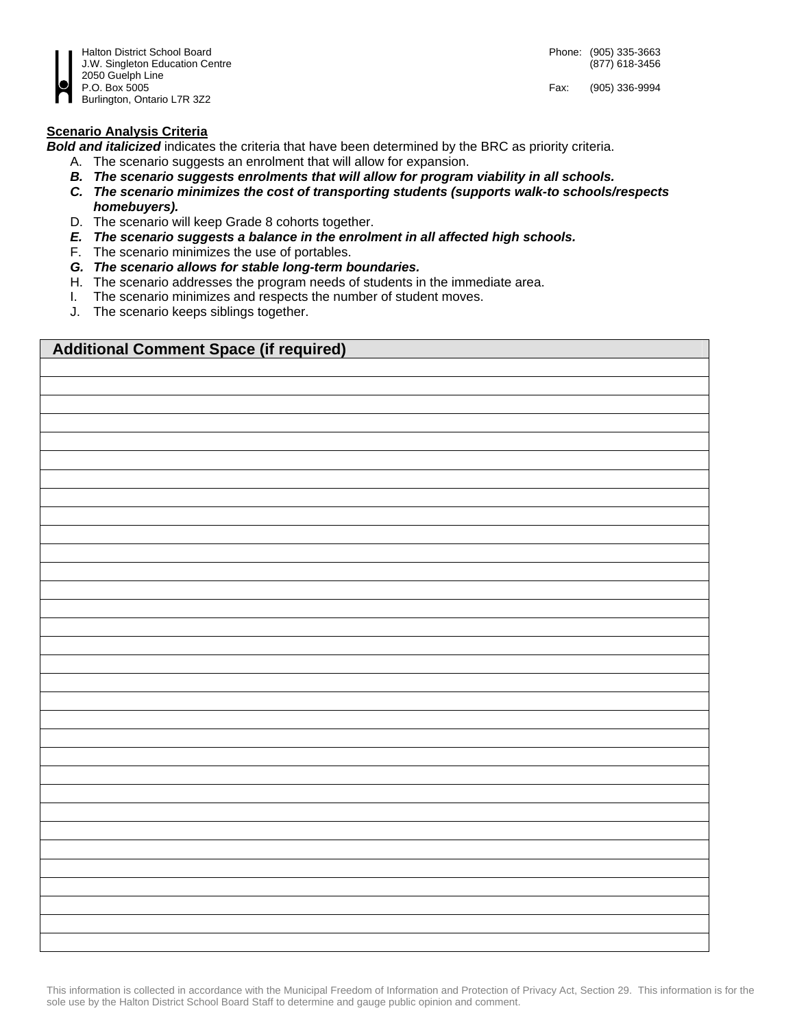Halton District School Board
J.W. Singleton Education Centre
2050 Guelph Line
P.O. Box 5005
Burlington, Ontario L7R 3Z2

Phone: (905) 335-3663
(877) 618-3456

Fax: (905) 336-9994

**Scenario Analysis Criteria**

***Bold and italicized*** indicates the criteria that have been determined by the BRC as priority criteria.

A. The scenario suggests an enrolment that will allow for expansion.
***B. The scenario suggests enrolments that will allow for program viability in all schools.***
***C. The scenario minimizes the cost of transporting students (supports walk-to schools/respects homebuyers).***
D. The scenario will keep Grade 8 cohorts together.
***E. The scenario suggests a balance in the enrolment in all affected high schools.***
F. The scenario minimizes the use of portables.
***G. The scenario allows for stable long-term boundaries.***
H. The scenario addresses the program needs of students in the immediate area.
I. The scenario minimizes and respects the number of student moves.
J. The scenario keeps siblings together.

| Additional Comment Space (if required) |
|---|
| |
| |
| |
| |
| |
| |
| |
| |
| |
| |
| |
| |
| |
| |
| |
| |
| |
| |
| |
| |
| |
| |
| |
| |
| |
| |
| |
| |
| |
| |
| |
| |

This information is collected in accordance with the Municipal Freedom of Information and Protection of Privacy Act, Section 29. This information is for the sole use by the Halton District School Board Staff to determine and gauge public opinion and comment.